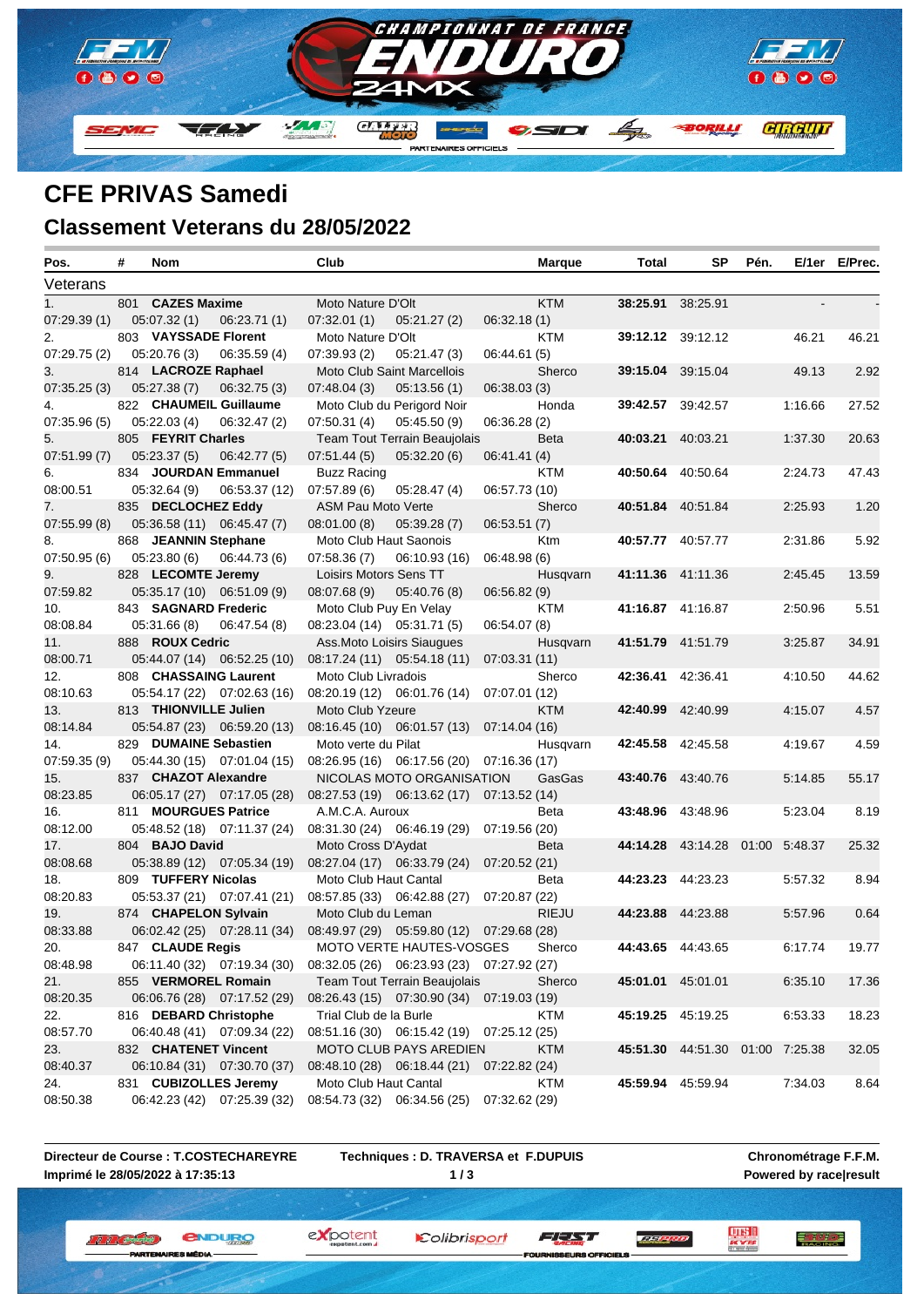# CFE PRIVAS Samedi

## Classement Veterans du 28/05/2022

| Pos. | # | Nom | Club | Marque | Total | SP | Pén. | E/1er | E/Prec. |
|---|---|---|---|---|---|---|---|---|---|
| Veterans | | | | | | | | | |
| 1. | 801 | **CAZES Maxime** | Moto Nature D'Olt | KTM | **38:25.91** | 38:25.91 | | - | - |
| 07:29.39 (1) | 05:07.32 (1) | 06:23.71 (1) | 07:32.01 (1) 05:21.27 (2) 06:32.18 (1) | | | | | | |
| 2. | 803 | **VAYSSADE Florent** | Moto Nature D'Olt | KTM | **39:12.12** | 39:12.12 | | 46.21 | 46.21 |
| 07:29.75 (2) | 05:20.76 (3) | 06:35.59 (4) | 07:39.93 (2) 05:21.47 (3) 06:44.61 (5) | | | | | | |
| 3. | 814 | **LACROZE Raphael** | Moto Club Saint Marcellois | Sherco | **39:15.04** | 39:15.04 | | 49.13 | 2.92 |
| 07:35.25 (3) | 05:27.38 (7) | 06:32.75 (3) | 07:48.04 (3) 05:13.56 (1) 06:38.03 (3) | | | | | | |
| 4. | 822 | **CHAUMEIL Guillaume** | Moto Club du Perigord Noir | Honda | **39:42.57** | 39:42.57 | | 1:16.66 | 27.52 |
| 07:35.96 (5) | 05:22.03 (4) | 06:32.47 (2) | 07:50.31 (4) 05:45.50 (9) 06:36.28 (2) | | | | | | |
| 5. | 805 | **FEYRIT Charles** | Team Tout Terrain Beaujolais | Beta | **40:03.21** | 40:03.21 | | 1:37.30 | 20.63 |
| 07:51.99 (7) | 05:23.37 (5) | 06:42.77 (5) | 07:51.44 (5) 05:32.20 (6) 06:41.41 (4) | | | | | | |
| 6. | 834 | **JOURDAN Emmanuel** | Buzz Racing | KTM | **40:50.64** | 40:50.64 | | 2:24.73 | 47.43 |
| 08:00.51 | 05:32.64 (9) | 06:53.37 (12) | 07:57.89 (6) 05:28.47 (4) 06:57.73 (10) | | | | | | |
| 7. | 835 | **DECLOCHEZ Eddy** | ASM Pau Moto Verte | Sherco | **40:51.84** | 40:51.84 | | 2:25.93 | 1.20 |
| 07:55.99 (8) | 05:36.58 (11) | 06:45.47 (7) | 08:01.00 (8) 05:39.28 (7) 06:53.51 (7) | | | | | | |
| 8. | 868 | **JEANNIN Stephane** | Moto Club Haut Saonois | Ktm | **40:57.77** | 40:57.77 | | 2:31.86 | 5.92 |
| 07:50.95 (6) | 05:23.80 (6) | 06:44.73 (6) | 07:58.36 (7) 06:10.93 (16) 06:48.98 (6) | | | | | | |
| 9. | 828 | **LECOMTE Jeremy** | Loisirs Motors Sens TT | Husqvarn | **41:11.36** | 41:11.36 | | 2:45.45 | 13.59 |
| 07:59.82 | 05:35.17 (10) | 06:51.09 (9) | 08:07.68 (9) 05:40.76 (8) 06:56.82 (9) | | | | | | |
| 10. | 843 | **SAGNARD Frederic** | Moto Club Puy En Velay | KTM | **41:16.87** | 41:16.87 | | 2:50.96 | 5.51 |
| 08:08.84 | 05:31.66 (8) | 06:47.54 (8) | 08:23.04 (14) 05:31.71 (5) 06:54.07 (8) | | | | | | |
| 11. | 888 | **ROUX Cedric** | Ass.Moto Loisirs Siaugues | Husqvarn | **41:51.79** | 41:51.79 | | 3:25.87 | 34.91 |
| 08:00.71 | 05:44.07 (14) | 06:52.25 (10) | 08:17.24 (11) 05:54.18 (11) 07:03.31 (11) | | | | | | |
| 12. | 808 | **CHASSAING Laurent** | Moto Club Livradois | Sherco | **42:36.41** | 42:36.41 | | 4:10.50 | 44.62 |
| 08:10.63 | 05:54.17 (22) | 07:02.63 (16) | 08:20.19 (12) 06:01.76 (14) 07:07.01 (12) | | | | | | |
| 13. | 813 | **THIONVILLE Julien** | Moto Club Yzeure | KTM | **42:40.99** | 42:40.99 | | 4:15.07 | 4.57 |
| 08:14.84 | 05:54.87 (23) | 06:59.20 (13) | 08:16.45 (10) 06:01.57 (13) 07:14.04 (16) | | | | | | |
| 14. | 829 | **DUMAINE Sebastien** | Moto verte du Pilat | Husqvarn | **42:45.58** | 42:45.58 | | 4:19.67 | 4.59 |
| 07:59.35 (9) | 05:44.30 (15) | 07:01.04 (15) | 08:26.95 (16) 06:17.56 (20) 07:16.36 (17) | | | | | | |
| 15. | 837 | **CHAZOT Alexandre** | NICOLAS MOTO ORGANISATION | GasGas | **43:40.76** | 43:40.76 | | 5:14.85 | 55.17 |
| 08:23.85 | 06:05.17 (27) | 07:17.05 (28) | 08:27.53 (19) 06:13.62 (17) 07:13.52 (14) | | | | | | |
| 16. | 811 | **MOURGUES Patrice** | A.M.C.A. Auroux | Beta | **43:48.96** | 43:48.96 | | 5:23.04 | 8.19 |
| 08:12.00 | 05:48.52 (18) | 07:11.37 (24) | 08:31.30 (24) 06:46.19 (29) 07:19.56 (20) | | | | | | |
| 17. | 804 | **BAJO David** | Moto Cross D'Aydat | Beta | **44:14.28** | 43:14.28 | 01:00 | 5:48.37 | 25.32 |
| 08:08.68 | 05:38.89 (12) | 07:05.34 (19) | 08:27.04 (17) 06:33.79 (24) 07:20.52 (21) | | | | | | |
| 18. | 809 | **TUFFERY Nicolas** | Moto Club Haut Cantal | Beta | **44:23.23** | 44:23.23 | | 5:57.32 | 8.94 |
| 08:20.83 | 05:53.37 (21) | 07:07.41 (21) | 08:57.85 (33) 06:42.88 (27) 07:20.87 (22) | | | | | | |
| 19. | 874 | **CHAPELON Sylvain** | Moto Club du Leman | RIEJU | **44:23.88** | 44:23.88 | | 5:57.96 | 0.64 |
| 08:33.88 | 06:02.42 (25) | 07:28.11 (34) | 08:49.97 (29) 05:59.80 (12) 07:29.68 (28) | | | | | | |
| 20. | 847 | **CLAUDE Regis** | MOTO VERTE HAUTES-VOSGES | Sherco | **44:43.65** | 44:43.65 | | 6:17.74 | 19.77 |
| 08:48.98 | 06:11.40 (32) | 07:19.34 (30) | 08:32.05 (26) 06:23.93 (23) 07:27.92 (27) | | | | | | |
| 21. | 855 | **VERMOREL Romain** | Team Tout Terrain Beaujolais | Sherco | **45:01.01** | 45:01.01 | | 6:35.10 | 17.36 |
| 08:20.35 | 06:06.76 (28) | 07:17.52 (29) | 08:26.43 (15) 07:30.91 (34) 07:19.03 (19) | | | | | | |
| 22. | 816 | **DEBARD Christophe** | Trial Club de la Burle | KTM | **45:19.25** | 45:19.25 | | 6:53.33 | 18.23 |
| 08:57.70 | 06:40.48 (41) | 07:09.34 (22) | 08:51.16 (30) 06:15.42 (19) 07:25.12 (25) | | | | | | |
| 23. | 832 | **CHATENET Vincent** | MOTO CLUB PAYS AREDIEN | KTM | **45:51.30** | 44:51.30 | 01:00 | 7:25.38 | 32.05 |
| 08:40.37 | 06:10.84 (31) | 07:30.70 (37) | 08:48.10 (28) 06:18.44 (21) 07:22.82 (24) | | | | | | |
| 24. | 831 | **CUBIZOLLES Jeremy** | Moto Club Haut Cantal | KTM | **45:59.94** | 45:59.94 | | 7:34.03 | 8.64 |
| 08:50.38 | 06:42.23 (42) | 07:25.39 (32) | 08:54.73 (32) 06:34.56 (25) 07:32.62 (29) | | | | | | |

**Directeur de Course : T.COSTECHAREYRE**
**Imprimé le 28/05/2022 à 17:35:13**

**Techniques : D. TRAVERSA et F.DUPUIS**

**Chronométrage F.F.M.**
**Powered by race|result**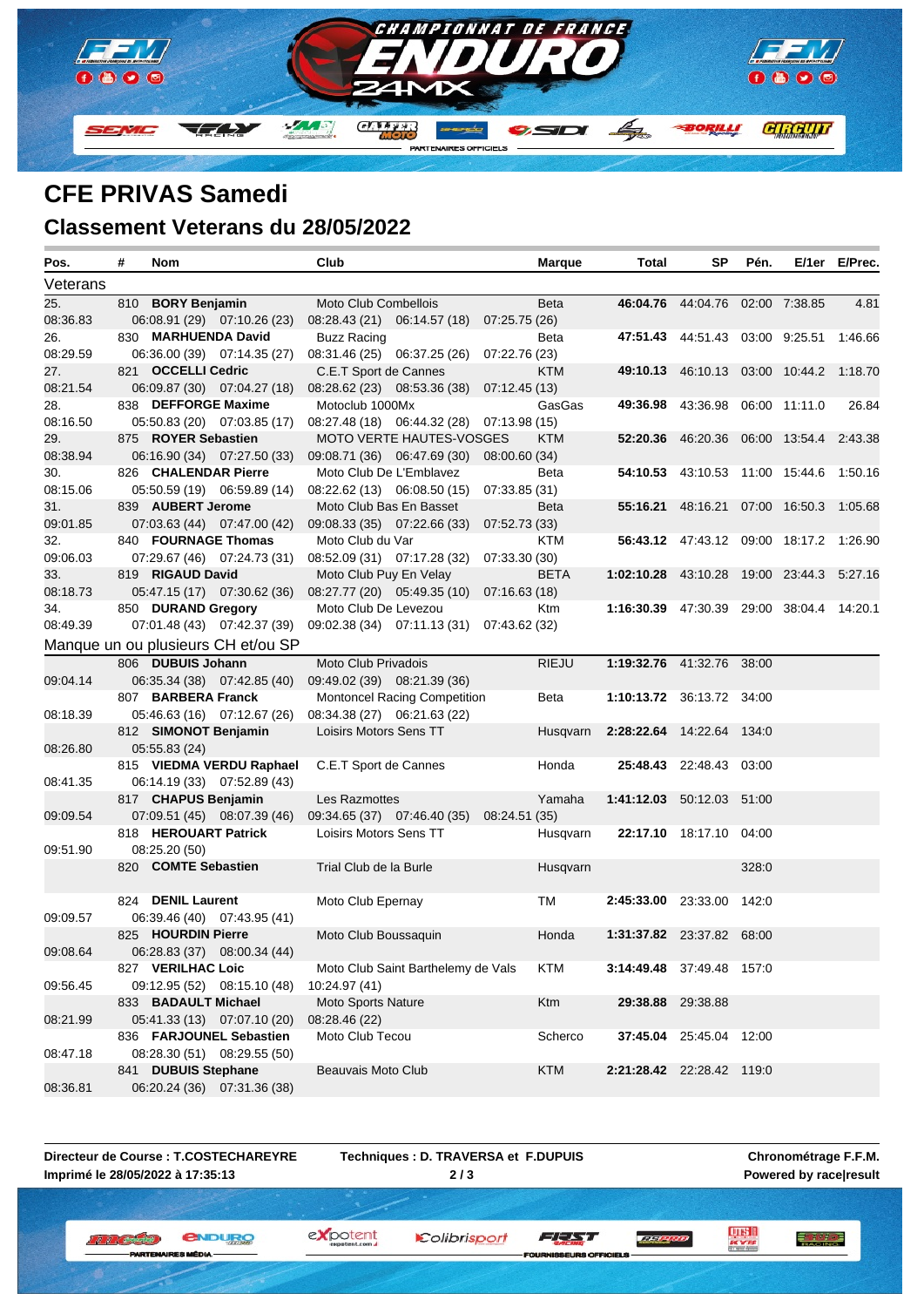# CFE PRIVAS Samedi

## Classement Veterans du 28/05/2022

| Pos. | # | Nom | Club | Marque | Total | SP | Pén. | E/1er | E/Prec. |
|---|---|---|---|---|---|---|---|---|---|
| **Veterans** | | | | | | | | | |
| 25. | 810 | **BORY Benjamin** | Moto Club Combellois | Beta | **46:04.76** | 44:04.76 | 02:00 | 7:38.85 | 4.81 |
| 08:36.83 | | 06:08.91 (29) 07:10.26 (23) | 08:28.43 (21) 06:14.57 (18) 07:25.75 (26) | | | | | | |
| 26. | 830 | **MARHUENDA David** | Buzz Racing | Beta | **47:51.43** | 44:51.43 | 03:00 | 9:25.51 | 1:46.66 |
| 08:29.59 | | 06:36.00 (39) 07:14.35 (27) | 08:31.46 (25) 06:37.25 (26) 07:22.76 (23) | | | | | | |
| 27. | 821 | **OCCELLI Cedric** | C.E.T Sport de Cannes | KTM | **49:10.13** | 46:10.13 | 03:00 | 10:44.2 | 1:18.70 |
| 08:21.54 | | 06:09.87 (30) 07:04.27 (18) | 08:28.62 (23) 08:53.36 (38) 07:12.45 (13) | | | | | | |
| 28. | 838 | **DEFFORGE Maxime** | Motoclub 1000Mx | GasGas | **49:36.98** | 43:36.98 | 06:00 | 11:11.0 | 26.84 |
| 08:16.50 | | 05:50.83 (20) 07:03.85 (17) | 08:27.48 (18) 06:44.32 (28) 07:13.98 (15) | | | | | | |
| 29. | 875 | **ROYER Sebastien** | MOTO VERTE HAUTES-VOSGES | KTM | **52:20.36** | 46:20.36 | 06:00 | 13:54.4 | 2:43.38 |
| 08:38.94 | | 06:16.90 (34) 07:27.50 (33) | 09:08.71 (36) 06:47.69 (30) 08:00.60 (34) | | | | | | |
| 30. | 826 | **CHALENDAR Pierre** | Moto Club De L'Emblavez | Beta | **54:10.53** | 43:10.53 | 11:00 | 15:44.6 | 1:50.16 |
| 08:15.06 | | 05:50.59 (19) 06:59.89 (14) | 08:22.62 (13) 06:08.50 (15) 07:33.85 (31) | | | | | | |
| 31. | 839 | **AUBERT Jerome** | Moto Club Bas En Basset | Beta | **55:16.21** | 48:16.21 | 07:00 | 16:50.3 | 1:05.68 |
| 09:01.85 | | 07:03.63 (44) 07:47.00 (42) | 09:08.33 (35) 07:22.66 (33) 07:52.73 (33) | | | | | | |
| 32. | 840 | **FOURNAGE Thomas** | Moto Club du Var | KTM | **56:43.12** | 47:43.12 | 09:00 | 18:17.2 | 1:26.90 |
| 09:06.03 | | 07:29.67 (46) 07:24.73 (31) | 08:52.09 (31) 07:17.28 (32) 07:33.30 (30) | | | | | | |
| 33. | 819 | **RIGAUD David** | Moto Club Puy En Velay | BETA | **1:02:10.28** | 43:10.28 | 19:00 | 23:44.3 | 5:27.16 |
| 08:18.73 | | 05:47.15 (17) 07:30.62 (36) | 08:27.77 (20) 05:49.35 (10) 07:16.63 (18) | | | | | | |
| 34. | 850 | **DURAND Gregory** | Moto Club De Levezou | Ktm | **1:16:30.39** | 47:30.39 | 29:00 | 38:04.4 | 14:20.1 |
| 08:49.39 | | 07:01.48 (43) 07:42.37 (39) | 09:02.38 (34) 07:11.13 (31) 07:43.62 (32) | | | | | | |
| **Manque un ou plusieurs CH et/ou SP** | | | | | | | | | |
| | 806 | **DUBUIS Johann** | Moto Club Privadois | RIEJU | **1:19:32.76** | 41:32.76 | 38:00 | | |
| 09:04.14 | | 06:35.34 (38) 07:42.85 (40) | 09:49.02 (39) 08:21.39 (36) | | | | | | |
| | 807 | **BARBERA Franck** | Montoncel Racing Competition | Beta | **1:10:13.72** | 36:13.72 | 34:00 | | |
| 08:18.39 | | 05:46.63 (16) 07:12.67 (26) | 08:34.38 (27) 06:21.63 (22) | | | | | | |
| | 812 | **SIMONOT Benjamin** | Loisirs Motors Sens TT | Husqvarn | **2:28:22.64** | 14:22.64 | 134:0 | | |
| 08:26.80 | | 05:55.83 (24) | | | | | | | |
| | 815 | **VIEDMA VERDU Raphael** | C.E.T Sport de Cannes | Honda | **25:48.43** | 22:48.43 | 03:00 | | |
| 08:41.35 | | 06:14.19 (33) 07:52.89 (43) | | | | | | | |
| | 817 | **CHAPUS Benjamin** | Les Razmottes | Yamaha | **1:41:12.03** | 50:12.03 | 51:00 | | |
| 09:09.54 | | 07:09.51 (45) 08:07.39 (46) | 09:34.65 (37) 07:46.40 (35) 08:24.51 (35) | | | | | | |
| | 818 | **HEROUART Patrick** | Loisirs Motors Sens TT | Husqvarn | **22:17.10** | 18:17.10 | 04:00 | | |
| 09:51.90 | | 08:25.20 (50) | | | | | | | |
| | 820 | **COMTE Sebastien** | Trial Club de la Burle | Husqvarn | | | 328:0 | | |
| | 824 | **DENIL Laurent** | Moto Club Epernay | TM | **2:45:33.00** | 23:33.00 | 142:0 | | |
| 09:09.57 | | 06:39.46 (40) 07:43.95 (41) | | | | | | | |
| | 825 | **HOURDIN Pierre** | Moto Club Boussaquin | Honda | **1:31:37.82** | 23:37.82 | 68:00 | | |
| 09:08.64 | | 06:28.83 (37) 08:00.34 (44) | | | | | | | |
| | 827 | **VERILHAC Loic** | Moto Club Saint Barthelemy de Vals | KTM | **3:14:49.48** | 37:49.48 | 157:0 | | |
| 09:56.45 | | 09:12.95 (52) 08:15.10 (48) | 10:24.97 (41) | | | | | | |
| | 833 | **BADAULT Michael** | Moto Sports Nature | Ktm | **29:38.88** | 29:38.88 | | | |
| 08:21.99 | | 05:41.33 (13) 07:07.10 (20) | 08:28.46 (22) | | | | | | |
| | 836 | **FARJOUNEL Sebastien** | Moto Club Tecou | Scherco | **37:45.04** | 25:45.04 | 12:00 | | |
| 08:47.18 | | 08:28.30 (51) 08:29.55 (50) | | | | | | | |
| | 841 | **DUBUIS Stephane** | Beauvais Moto Club | KTM | **2:21:28.42** | 22:28.42 | 119:0 | | |
| 08:36.81 | | 06:20.24 (36) 07:31.36 (38) | | | | | | | |

**Directeur de Course : T.COSTECHAREYRE**
**Imprimé le 28/05/2022 à 17:35:13**

**Techniques : D. TRAVERSA et F.DUPUIS**

**Chronométrage F.F.M.**
**Powered by race|result**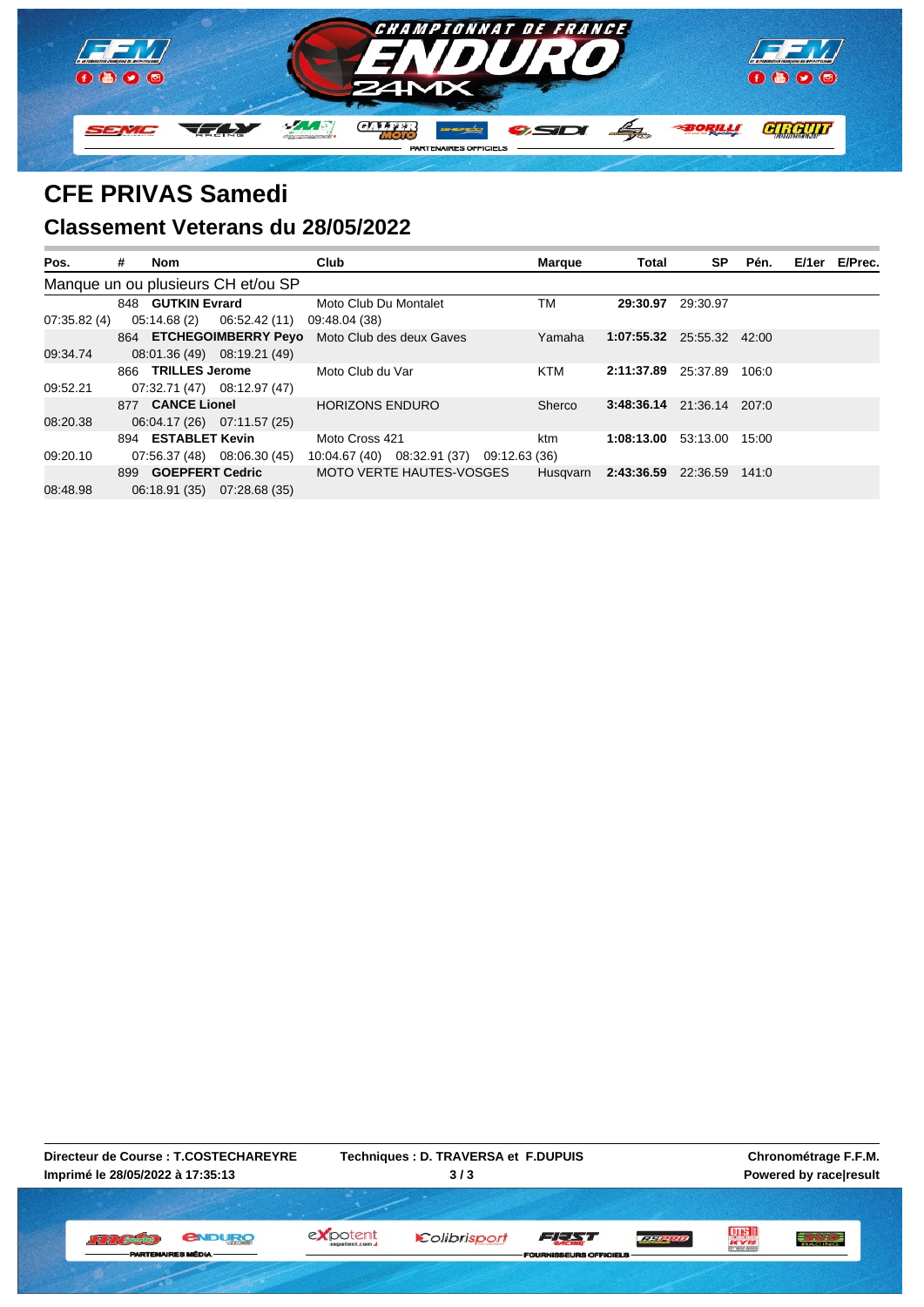## CFE PRIVAS Samedi

## Classement Veterans du 28/05/2022

| Pos. | # | Nom | Club | Marque | Total | SP | Pén. | E/1er | E/Prec. |
|---|---|---|---|---|---|---|---|---|---|
| Manque un ou plusieurs CH et/ou SP | | | | | | | | | |
| | 848 | **GUTKIN Evrard** | Moto Club Du Montalet | TM | **29:30.97** | 29:30.97 | | | |
| 07:35.82 (4) | 05:14.68 (2) | 06:52.42 (11) | 09:48.04 (38) | | | | | | |
| | 864 | **ETCHEGOIMBERRY Peyo** | Moto Club des deux Gaves | Yamaha | **1:07:55.32** | 25:55.32 | 42:00 | | |
| 09:34.74 | 08:01.36 (49) | 08:19.21 (49) | | | | | | | |
| | 866 | **TRILLES Jerome** | Moto Club du Var | KTM | **2:11:37.89** | 25:37.89 | 106:0 | | |
| 09:52.21 | 07:32.71 (47) | 08:12.97 (47) | | | | | | | |
| | 877 | **CANCE Lionel** | HORIZONS ENDURO | Sherco | **3:48:36.14** | 21:36.14 | 207:0 | | |
| 08:20.38 | 06:04.17 (26) | 07:11.57 (25) | | | | | | | |
| | 894 | **ESTABLET Kevin** | Moto Cross 421 | ktm | **1:08:13.00** | 53:13.00 | 15:00 | | |
| 09:20.10 | 07:56.37 (48) | 08:06.30 (45) | 10:04.67 (40) | 08:32.91 (37) | 09:12.63 (36) | | | | |
| | 899 | **GOEPFERT Cedric** | MOTO VERTE HAUTES-VOSGES | Husqvarn | **2:43:36.59** | 22:36.59 | 141:0 | | |
| 08:48.98 | 06:18.91 (35) | 07:28.68 (35) | | | | | | | |

**Directeur de Course : T.COSTECHAREYRE**
**Imprimé le 28/05/2022 à 17:35:13**

**Techniques : D. TRAVERSA et F.DUPUIS**

**Chronométrage F.F.M.**
**Powered by race|result**